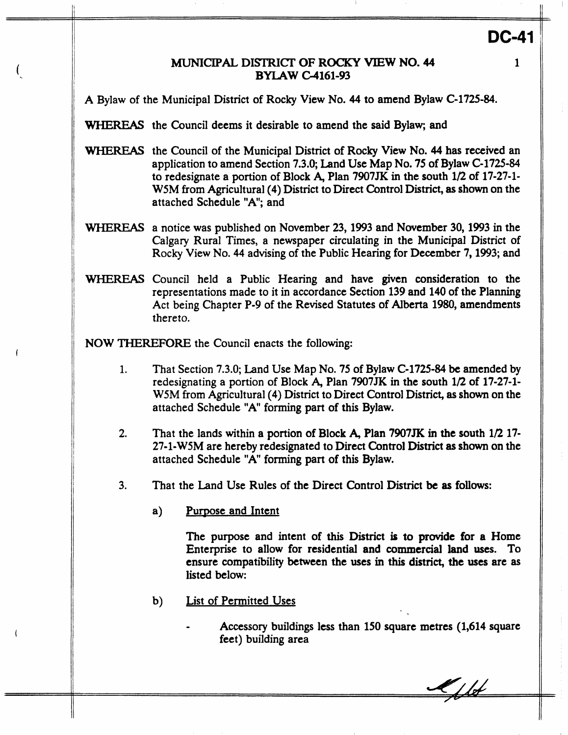**DC-41**

**MUNICIPAL DISTRICT OF ROCKY VIEW NO. 44**
**BYLAW C-4161-93**

A Bylaw of the Municipal District of Rocky View No. 44 to amend Bylaw C-1725-84.

**WHEREAS** the Council deems it desirable to amend the said Bylaw; and

**WHEREAS** the Council of the Municipal District of Rocky View No. 44 has received an application to amend Section 7.3.0; Land Use Map No. 75 of Bylaw C-1725-84 to redesignate a portion of Block A, Plan 7907JK in the south 1/2 of 17-27-1-W5M from Agricultural (4) District to Direct Control District, as shown on the attached Schedule "A"; and

**WHEREAS** a notice was published on November 23, 1993 and November 30, 1993 in the Calgary Rural Times, a newspaper circulating in the Municipal District of Rocky View No. 44 advising of the Public Hearing for December 7, 1993; and

**WHEREAS** Council held a Public Hearing and have given consideration to the representations made to it in accordance Section 139 and 140 of the Planning Act being Chapter P-9 of the Revised Statutes of Alberta 1980, amendments thereto.

**NOW THEREFORE** the Council enacts the following:

1. That Section 7.3.0; Land Use Map No. 75 of Bylaw C-1725-84 be amended by redesignating a portion of Block A, Plan 7907JK in the south 1/2 of 17-27-1-W5M from Agricultural (4) District to Direct Control District, as shown on the attached Schedule "A" forming part of this Bylaw.

2. That the lands within a portion of Block A, Plan 7907JK in the south 1/2 17-27-1-W5M are hereby redesignated to Direct Control District as shown on the attached Schedule "A" forming part of this Bylaw.

3. That the Land Use Rules of the Direct Control District be as follows:

   a) Purpose and Intent

      The purpose and intent of this District is to provide for a Home Enterprise to allow for residential and commercial land uses. To ensure compatibility between the uses in this district, the uses are as listed below:

   b) List of Permitted Uses

      - Accessory buildings less than 150 square metres (1,614 square feet) building area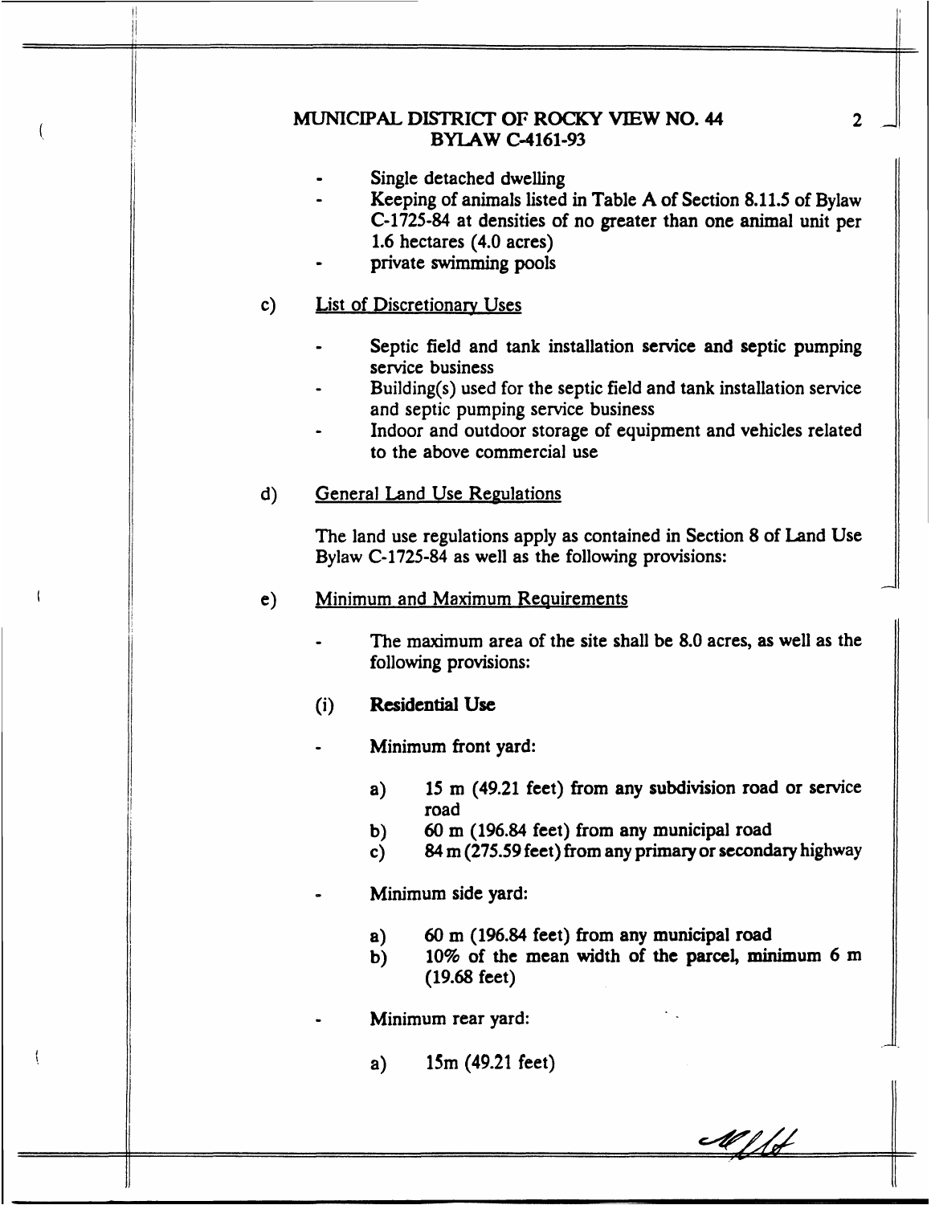- Single detached dwelling
- Keeping of animals listed in Table A of Section 8.11.5 of Bylaw C-1725-84 at densities of no greater than one animal unit per 1.6 hectares (4.0 acres)
- private swimming pools

c) <u>List of Discretionary Uses</u>

- Septic field and tank installation service and septic pumping service business
- Building(s) used for the septic field and tank installation service and septic pumping service business
- Indoor and outdoor storage of equipment and vehicles related to the above commercial use

d) <u>General Land Use Regulations</u>

The land use regulations apply as contained in Section 8 of Land Use Bylaw C-1725-84 as well as the following provisions:

e) <u>Minimum and Maximum Requirements</u>

- The maximum area of the site shall be 8.0 acres, as well as the following provisions:

(i) **Residential Use**

- Minimum front yard:

  a) 15 m (49.21 feet) from any subdivision road or service road
  b) 60 m (196.84 feet) from any municipal road
  c) 84 m (275.59 feet) from any primary or secondary highway

- Minimum side yard:

  a) 60 m (196.84 feet) from any municipal road
  b) 10% of the mean width of the parcel, minimum 6 m (19.68 feet)

- Minimum rear yard:

  a) 15m (49.21 feet)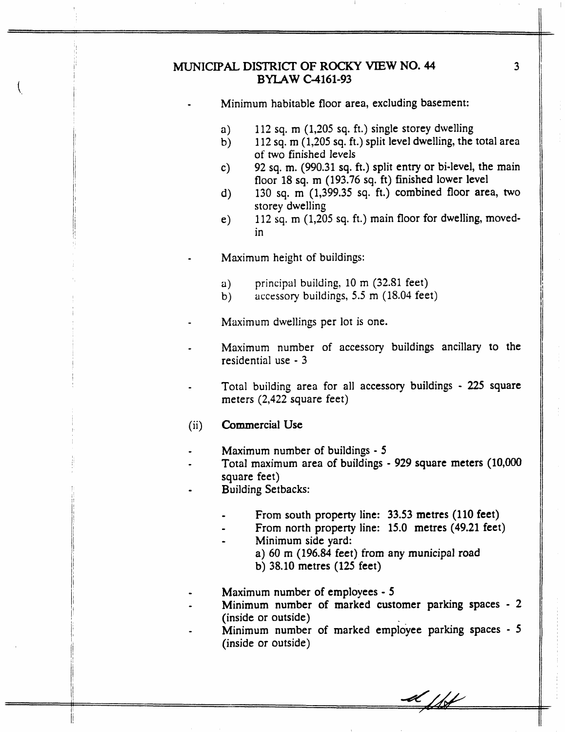- Minimum habitable floor area, excluding basement:

  a) 112 sq. m (1,205 sq. ft.) single storey dwelling
  b) 112 sq. m (1,205 sq. ft.) split level dwelling, the total area of two finished levels
  c) 92 sq. m. (990.31 sq. ft.) split entry or bi-level, the main floor 18 sq. m (193.76 sq. ft) finished lower level
  d) 130 sq. m (1,399.35 sq. ft.) combined floor area, two storey dwelling
  e) 112 sq. m (1,205 sq. ft.) main floor for dwelling, moved-in

- Maximum height of buildings:

  a) principal building, 10 m (32.81 feet)
  b) accessory buildings, 5.5 m (18.04 feet)

- Maximum dwellings per lot is one.

- Maximum number of accessory buildings ancillary to the residential use - 3

- Total building area for all accessory buildings - 225 square meters (2,422 square feet)

(ii) **Commercial Use**

- Maximum number of buildings - 5
- Total maximum area of buildings - 929 square meters (10,000 square feet)
- Building Setbacks:

  - From south property line: 33.53 metres (110 feet)
  - From north property line: 15.0 metres (49.21 feet)
  - Minimum side yard:
    a) 60 m (196.84 feet) from any municipal road
    b) 38.10 metres (125 feet)

- Maximum number of employees - 5
- Minimum number of marked customer parking spaces - 2 (inside or outside)
- Minimum number of marked employee parking spaces - 5 (inside or outside)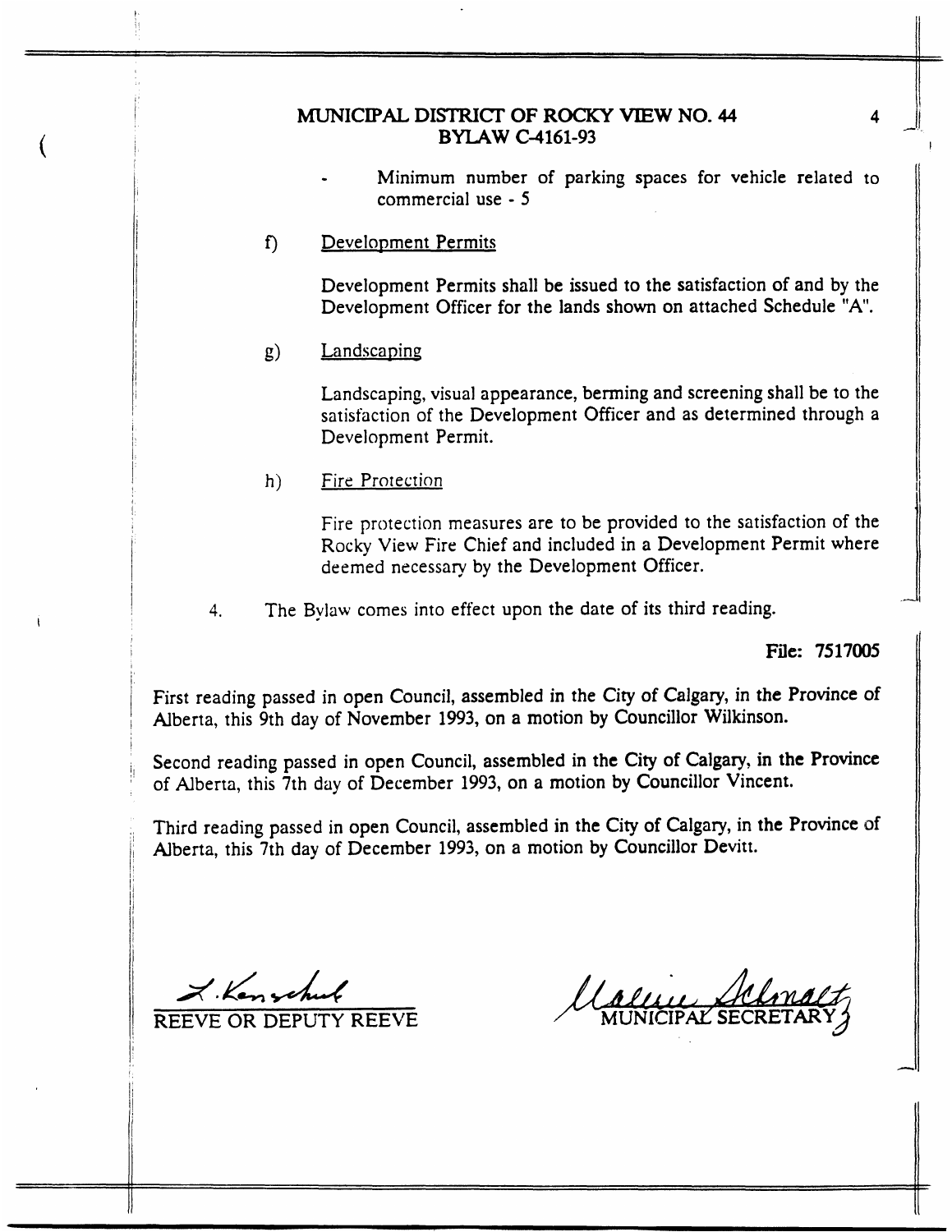- Minimum number of parking spaces for vehicle related to commercial use - 5

f) Development Permits

Development Permits shall be issued to the satisfaction of and by the Development Officer for the lands shown on attached Schedule "A".

g) Landscaping

Landscaping, visual appearance, berming and screening shall be to the satisfaction of the Development Officer and as determined through a Development Permit.

h) Fire Protection

Fire protection measures are to be provided to the satisfaction of the Rocky View Fire Chief and included in a Development Permit where deemed necessary by the Development Officer.

4. The Bylaw comes into effect upon the date of its third reading.

**File: 7517005**

First reading passed in open Council, assembled in the City of Calgary, in the Province of Alberta, this 9th day of November 1993, on a motion by Councillor Wilkinson.

Second reading passed in open Council, assembled in the City of Calgary, in the Province of Alberta, this 7th day of December 1993, on a motion by Councillor Vincent.

Third reading passed in open Council, assembled in the City of Calgary, in the Province of Alberta, this 7th day of December 1993, on a motion by Councillor Devitt.

REEVE OR DEPUTY REEVE

MUNICIPAL SECRETARY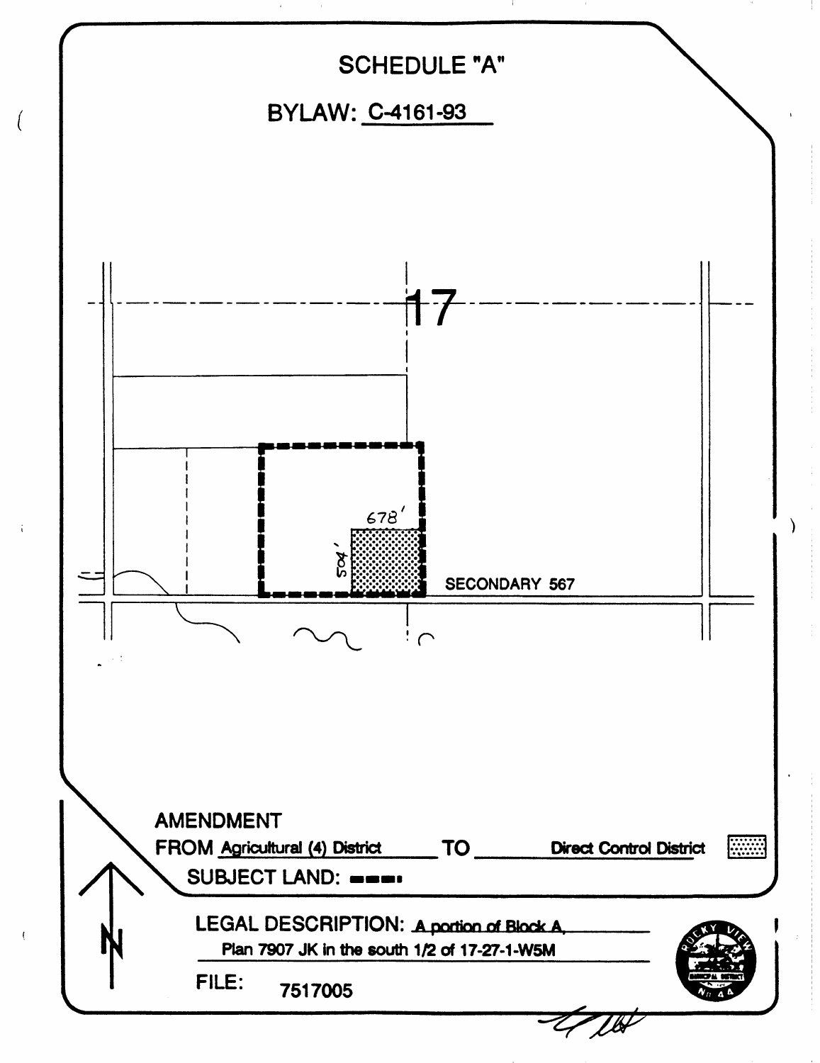# SCHEDULE "A"

## BYLAW: C-4161-93

17

678'

504'

SECONDARY 567

**AMENDMENT**

**FROM** Agricultural (4) District **TO** Direct Control District

**SUBJECT LAND:**

**LEGAL DESCRIPTION:** A portion of Block A, Plan 7907 JK in the south 1/2 of 17-27-1-W5M

**FILE:** 7517005

N

ROCKY VIEW MUNICIPAL DISTRICT No 44